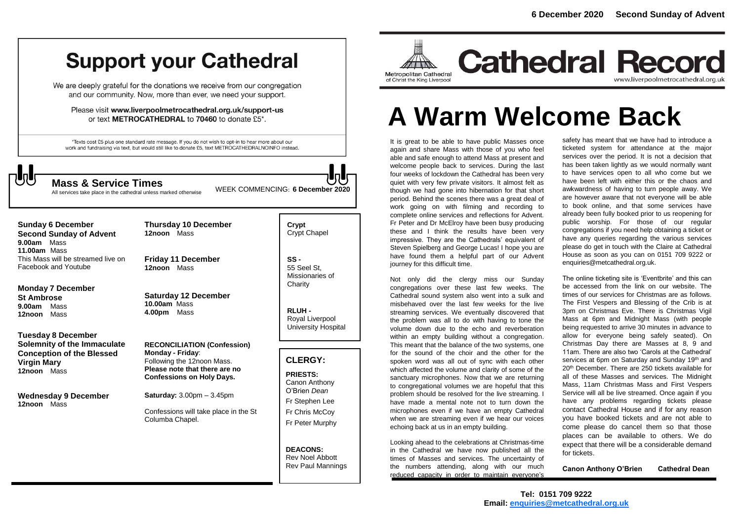6 December 2020 Second Sunday of Advent

# Support your Cathedral

We are deeply grateful for the donations we receive from our congregation and our community. Now, more than ever, we need your support.

Please visit **www.liverpoolmetrocathedral.org.uk/support-us** or text **METROCATHEDRAL** to **70460** to donate £5*.

*Texts cost £5 plus one standard rate message. If you do not wish to opt-in to hear more about our work and fundraising via text, but would still like to donate £5, text METROCATHEDRALNOINFO instead.

## Mass & Service Times

All services take place in the cathedral unless marked otherwise

WEEK COMMENCING: **6 December 2020**

**Sunday 6 December**
**Second Sunday of Advent**
**9.00am** Mass
**11.00am** Mass
This Mass will be streamed live on Facebook and Youtube

**Monday 7 December**
**St Ambrose**
**9.00am** Mass
**12noon** Mass

**Tuesday 8 December**
**Solemnity of the Immaculate Conception of the Blessed Virgin Mary**
**12noon** Mass

**Wednesday 9 December**
**12noon** Mass

**Thursday 10 December**
**12noon** Mass

**Friday 11 December**
**12noon** Mass

**Saturday 12 December**
**10.00am** Mass
**4.00pm** Mass

**RECONCILIATION (Confession)**
**Monday - Friday**:
Following the 12noon Mass.
**Please note that there are no Confessions on Holy Days.**

**Saturday:** 3.00pm – 3.45pm

Confessions will take place in the St Columba Chapel.

**Crypt**
Crypt Chapel

**SS -**
55 Seel St, Missionaries of Charity

**RLUH -**
Royal Liverpool University Hospital

## CLERGY:

**PRIESTS:**
Canon Anthony O'Brien *Dean*
Fr Stephen Lee
Fr Chris McCoy
Fr Peter Murphy

**DEACONS:**
Rev Noel Abbott
Rev Paul Mannings

Metropolitan Cathedral of Christ the King Liverpool

# Cathedral Record

www.liverpoolmetrocathedral.org.uk

# A Warm Welcome Back

It is great to be able to have public Masses once again and share Mass with those of you who feel able and safe enough to attend Mass at present and welcome people back to services. During the last four weeks of lockdown the Cathedral has been very quiet with very few private visitors. It almost felt as though we had gone into hibernation for that short period. Behind the scenes there was a great deal of work going on with filming and recording to complete online services and reflections for Advent. Fr Peter and Dr McElroy have been busy producing these and I think the results have been very impressive. They are the Cathedrals' equivalent of Steven Spielberg and George Lucas! I hope you are have found them a helpful part of our Advent journey for this difficult time.

Not only did the clergy miss our Sunday congregations over these last few weeks. The Cathedral sound system also went into a sulk and misbehaved over the last few weeks for the live streaming services. We eventually discovered that the problem was all to do with having to tone the volume down due to the echo and reverberation within an empty building without a congregation. This meant that the balance of the two systems, one for the sound of the choir and the other for the spoken word was all out of sync with each other which affected the volume and clarity of some of the sanctuary microphones. Now that we are returning to congregational volumes we are hopeful that this problem should be resolved for the live streaming. I have made a mental note not to turn down the microphones even if we have an empty Cathedral when we are streaming even if we hear our voices echoing back at us in an empty building.

Looking ahead to the celebrations at Christmas-time in the Cathedral we have now published all the times of Masses and services. The uncertainty of the numbers attending, along with our much reduced capacity in order to maintain everyone's safety has meant that we have had to introduce a ticketed system for attendance at the major services over the period. It is not a decision that has been taken lightly as we would normally want to have services open to all who come but we have been left with either this or the chaos and awkwardness of having to turn people away. We are however aware that not everyone will be able to book online, and that some services have already been fully booked prior to us reopening for public worship. For those of our regular congregations if you need help obtaining a ticket or have any queries regarding the various services please do get in touch with the Claire at Cathedral House as soon as you can on 0151 709 9222 or enquiries@metcathedral.org.uk.

The online ticketing site is 'Eventbrite' and this can be accessed from the link on our website. The times of our services for Christmas are as follows. The First Vespers and Blessing of the Crib is at 3pm on Christmas Eve. There is Christmas Vigil Mass at 6pm and Midnight Mass (with people being requested to arrive 30 minutes in advance to allow for everyone being safely seated). On Christmas Day there are Masses at 8, 9 and 11am. There are also two 'Carols at the Cathedral' services at 6pm on Saturday and Sunday 19th and 20th December. There are 250 tickets available for all of these Masses and services. The Midnight Mass, 11am Christmas Mass and First Vespers Service will all be live streamed. Once again if you have any problems regarding tickets please contact Cathedral House and if for any reason you have booked tickets and are not able to come please do cancel them so that those places can be available to others. We do expect that there will be a considerable demand for tickets.

**Canon Anthony O'Brien Cathedral Dean**

**Tel: 0151 709 9222**
**Email: enquiries@metcathedral.org.uk**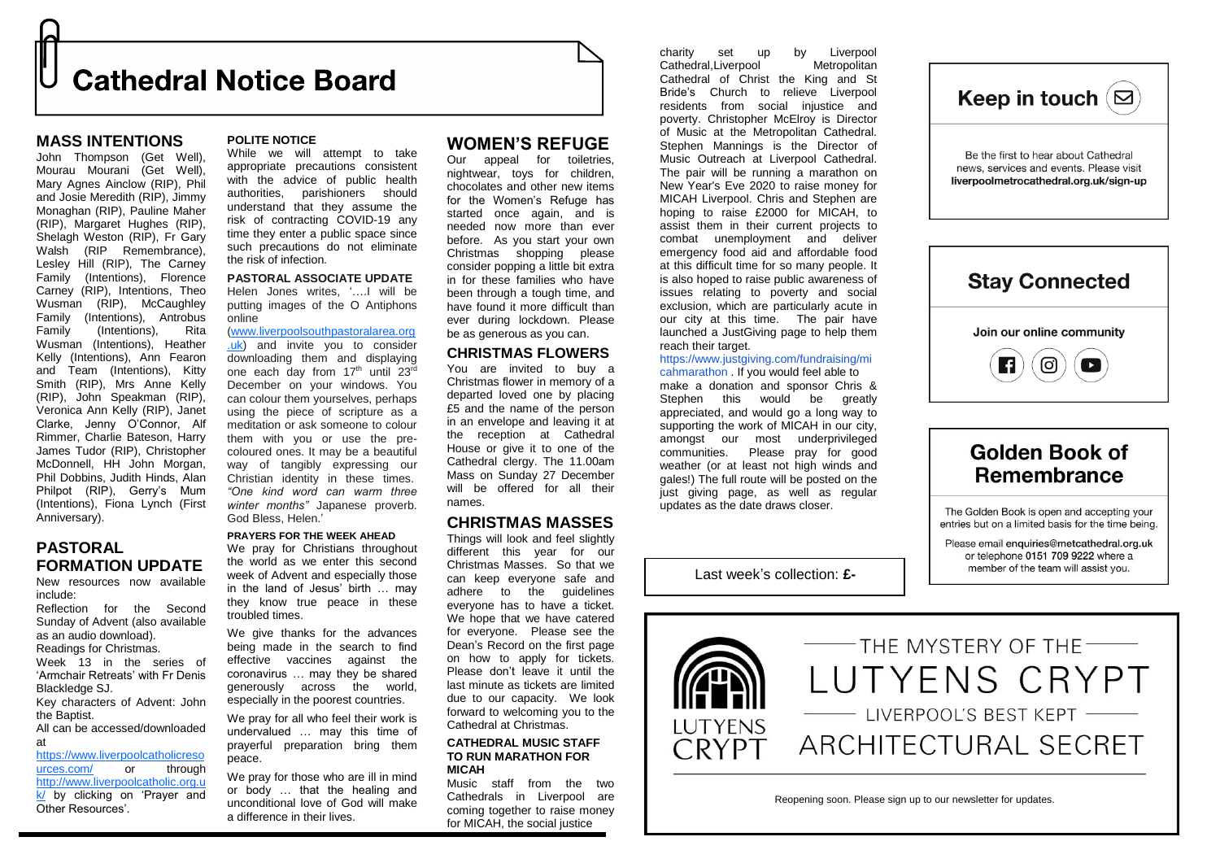# Cathedral Notice Board

## MASS INTENTIONS

John Thompson (Get Well), Mourau Mourani (Get Well), Mary Agnes Ainclow (RIP), Phil and Josie Meredith (RIP), Jimmy Monaghan (RIP), Pauline Maher (RIP), Margaret Hughes (RIP), Shelagh Weston (RIP), Fr Gary Walsh (RIP Remembrance), Lesley Hill (RIP), The Carney Family (Intentions), Florence Carney (RIP), Intentions, Theo Wusman (RIP), McCaughley Family (Intentions), Antrobus Family (Intentions), Rita Wusman (Intentions), Heather Kelly (Intentions), Ann Fearon and Team (Intentions), Kitty Smith (RIP), Mrs Anne Kelly (RIP), John Speakman (RIP), Veronica Ann Kelly (RIP), Janet Clarke, Jenny O'Connor, Alf Rimmer, Charlie Bateson, Harry James Tudor (RIP), Christopher McDonnell, HH John Morgan, Phil Dobbins, Judith Hinds, Alan Philpot (RIP), Gerry's Mum (Intentions), Fiona Lynch (First Anniversary).

## PASTORAL FORMATION UPDATE

New resources now available include:

Reflection for the Second Sunday of Advent (also available as an audio download).

Readings for Christmas.

Week 13 in the series of 'Armchair Retreats' with Fr Denis Blackledge SJ.

Key characters of Advent: John the Baptist.

All can be accessed/downloaded at https://www.liverpoolcatholicresources.com/ or through http://www.liverpoolcatholic.org.uk/ by clicking on 'Prayer and Other Resources'.

### POLITE NOTICE

While we will attempt to take appropriate precautions consistent with the advice of public health authorities, parishioners should understand that they assume the risk of contracting COVID-19 any time they enter a public space since such precautions do not eliminate the risk of infection.

### PASTORAL ASSOCIATE UPDATE

Helen Jones writes, '….I will be putting images of the O Antiphons online (www.liverpoolsouthpastoralarea.org.uk) and invite you to consider downloading them and displaying one each day from 17th until 23rd December on your windows. You can colour them yourselves, perhaps using the piece of scripture as a meditation or ask someone to colour them with you or use the pre-coloured ones. It may be a beautiful way of tangibly expressing our Christian identity in these times. *"One kind word can warm three winter months"* Japanese proverb. God Bless, Helen.'

### PRAYERS FOR THE WEEK AHEAD

We pray for Christians throughout the world as we enter this second week of Advent and especially those in the land of Jesus' birth … may they know true peace in these troubled times.

We give thanks for the advances being made in the search to find effective vaccines against the coronavirus … may they be shared generously across the world, especially in the poorest countries.

We pray for all who feel their work is undervalued … may this time of prayerful preparation bring them peace.

We pray for those who are ill in mind or body … that the healing and unconditional love of God will make a difference in their lives.

## WOMEN'S REFUGE

Our appeal for toiletries, nightwear, toys for children, chocolates and other new items for the Women's Refuge has started once again, and is needed now more than ever before. As you start your own Christmas shopping please consider popping a little bit extra in for these families who have been through a tough time, and have found it more difficult than ever during lockdown. Please be as generous as you can.

### CHRISTMAS FLOWERS

You are invited to buy a Christmas flower in memory of a departed loved one by placing £5 and the name of the person in an envelope and leaving it at the reception at Cathedral House or give it to one of the Cathedral clergy. The 11.00am Mass on Sunday 27 December will be offered for all their names.

## CHRISTMAS MASSES

Things will look and feel slightly different this year for our Christmas Masses. So that we can keep everyone safe and adhere to the guidelines everyone has to have a ticket. We hope that we have catered for everyone. Please see the Dean's Record on the first page on how to apply for tickets. Please don't leave it until the last minute as tickets are limited due to our capacity. We look forward to welcoming you to the Cathedral at Christmas.

### CATHEDRAL MUSIC STAFF TO RUN MARATHON FOR MICAH

Music staff from the two Cathedrals in Liverpool are coming together to raise money for MICAH, the social justice charity set up by Liverpool Cathedral,Liverpool Metropolitan Cathedral of Christ the King and St Bride's Church to relieve Liverpool residents from social injustice and poverty. Christopher McElroy is Director of Music at the Metropolitan Cathedral. Stephen Mannings is the Director of Music Outreach at Liverpool Cathedral. The pair will be running a marathon on New Year's Eve 2020 to raise money for MICAH Liverpool. Chris and Stephen are hoping to raise £2000 for MICAH, to assist them in their current projects to combat unemployment and deliver emergency food aid and affordable food at this difficult time for so many people. It is also hoped to raise public awareness of issues relating to poverty and social exclusion, which are particularly acute in our city at this time. The pair have launched a JustGiving page to help them reach their target. https://www.justgiving.com/fundraising/micahmarathon . If you would feel able to make a donation and sponsor Chris & Stephen this would be greatly appreciated, and would go a long way to supporting the work of MICAH in our city, amongst our most underprivileged communities. Please pray for good weather (or at least not high winds and gales!) The full route will be posted on the just giving page, as well as regular updates as the date draws closer.

Last week's collection: **£-**

## Keep in touch

Be the first to hear about Cathedral news, services and events. Please visit **liverpoolmetrocathedral.org.uk/sign-up**

## Stay Connected

**Join our online community**

## Golden Book of Remembrance

The Golden Book is open and accepting your entries but on a limited basis for the time being.

Please email **enquiries@metcathedral.org.uk** or telephone **0151 709 9222** where a member of the team will assist you.

LUTYENS CRYPT

THE MYSTERY OF THE LUTYENS CRYPT — LIVERPOOL'S BEST KEPT ARCHITECTURAL SECRET

Reopening soon. Please sign up to our newsletter for updates.